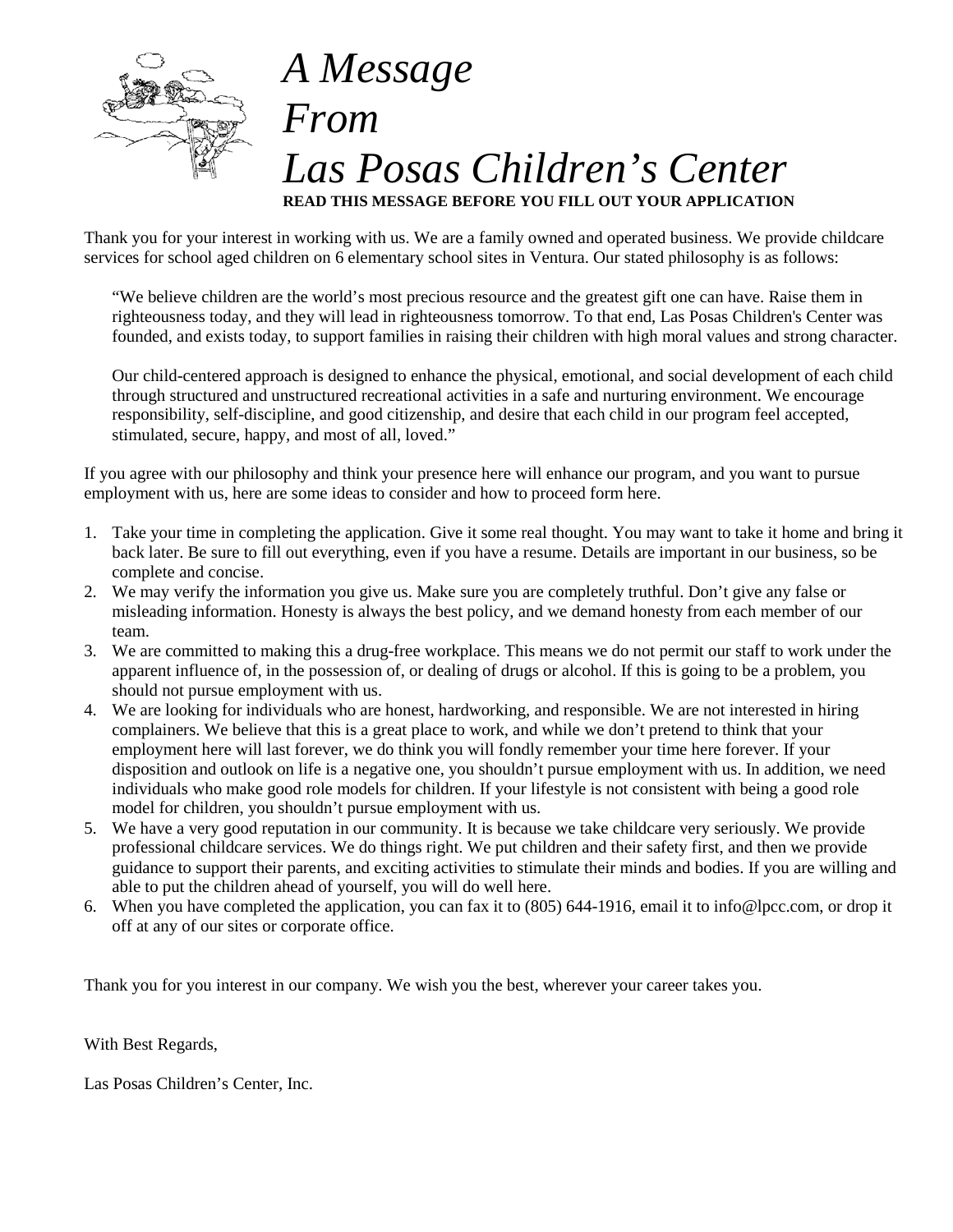# *A Message From Las Posas Children's Center*

**READ THIS MESSAGE BEFORE YOU FILL OUT YOUR APPLICATION**

Thank you for your interest in working with us. We are a family owned and operated business. We provide childcare services for school aged children on 6 elementary school sites in Ventura. Our stated philosophy is as follows:

> "We believe children are the world's most precious resource and the greatest gift one can have. Raise them in righteousness today, and they will lead in righteousness tomorrow. To that end, Las Posas Children's Center was founded, and exists today, to support families in raising their children with high moral values and strong character.
>
> Our child-centered approach is designed to enhance the physical, emotional, and social development of each child through structured and unstructured recreational activities in a safe and nurturing environment. We encourage responsibility, self-discipline, and good citizenship, and desire that each child in our program feel accepted, stimulated, secure, happy, and most of all, loved."

If you agree with our philosophy and think your presence here will enhance our program, and you want to pursue employment with us, here are some ideas to consider and how to proceed form here.

1. Take your time in completing the application. Give it some real thought. You may want to take it home and bring it back later. Be sure to fill out everything, even if you have a resume. Details are important in our business, so be complete and concise.
2. We may verify the information you give us. Make sure you are completely truthful. Don't give any false or misleading information. Honesty is always the best policy, and we demand honesty from each member of our team.
3. We are committed to making this a drug-free workplace. This means we do not permit our staff to work under the apparent influence of, in the possession of, or dealing of drugs or alcohol. If this is going to be a problem, you should not pursue employment with us.
4. We are looking for individuals who are honest, hardworking, and responsible. We are not interested in hiring complainers. We believe that this is a great place to work, and while we don't pretend to think that your employment here will last forever, we do think you will fondly remember your time here forever. If your disposition and outlook on life is a negative one, you shouldn't pursue employment with us. In addition, we need individuals who make good role models for children. If your lifestyle is not consistent with being a good role model for children, you shouldn't pursue employment with us.
5. We have a very good reputation in our community. It is because we take childcare very seriously. We provide professional childcare services. We do things right. We put children and their safety first, and then we provide guidance to support their parents, and exciting activities to stimulate their minds and bodies. If you are willing and able to put the children ahead of yourself, you will do well here.
6. When you have completed the application, you can fax it to (805) 644-1916, email it to info@lpcc.com, or drop it off at any of our sites or corporate office.

Thank you for you interest in our company. We wish you the best, wherever your career takes you.

With Best Regards,

Las Posas Children's Center, Inc.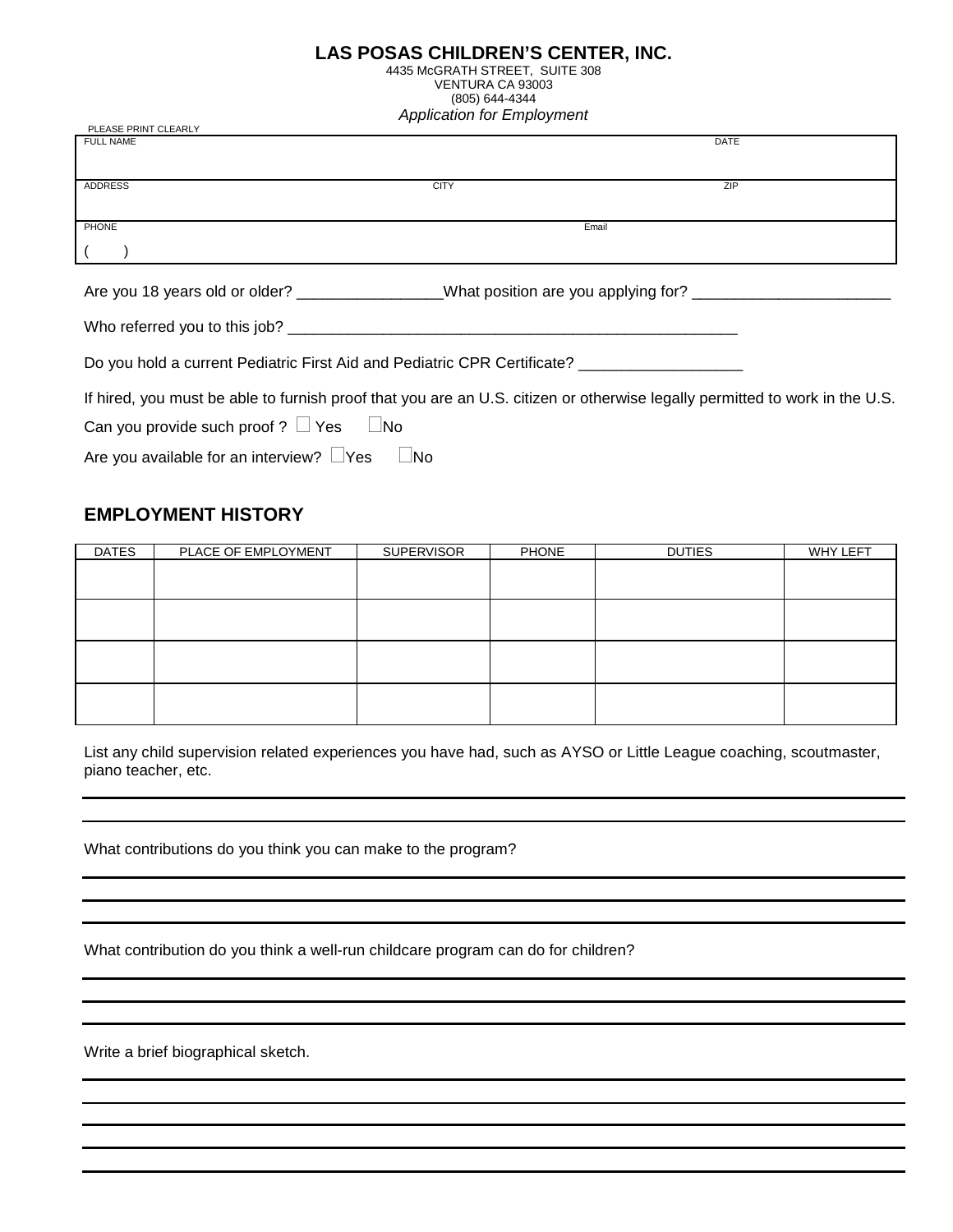# LAS POSAS CHILDREN'S CENTER, INC.

4435 McGRATH STREET, SUITE 308
VENTURA CA 93003
(805) 644-4344

*Application for Employment*

PLEASE PRINT CLEARLY

| FULL NAME | | DATE |
|---|---|---|
| | | |
| ADDRESS | CITY | ZIP |
| | | |
| PHONE | Email | |
| (    ) | | |

Are you 18 years old or older? _________________ What position are you applying for? ________________________

Who referred you to this job? ______________________________________________________

Do you hold a current Pediatric First Aid and Pediatric CPR Certificate? ___________________

If hired, you must be able to furnish proof that you are an U.S. citizen or otherwise legally permitted to work in the U.S.

Can you provide such proof ? ☐ Yes ☐ No

Are you available for an interview? ☐ Yes ☐ No

## EMPLOYMENT HISTORY

| DATES | PLACE OF EMPLOYMENT | SUPERVISOR | PHONE | DUTIES | WHY LEFT |
|---|---|---|---|---|---|
| | | | | | |
| | | | | | |
| | | | | | |
| | | | | | |

List any child supervision related experiences you have had, such as AYSO or Little League coaching, scoutmaster, piano teacher, etc.

_______________________________________________________________________________

_______________________________________________________________________________

What contributions do you think you can make to the program?

_______________________________________________________________________________

_______________________________________________________________________________

_______________________________________________________________________________

What contribution do you think a well-run childcare program can do for children?

_______________________________________________________________________________

_______________________________________________________________________________

_______________________________________________________________________________

Write a brief biographical sketch.

_______________________________________________________________________________

_______________________________________________________________________________

_______________________________________________________________________________

_______________________________________________________________________________

_______________________________________________________________________________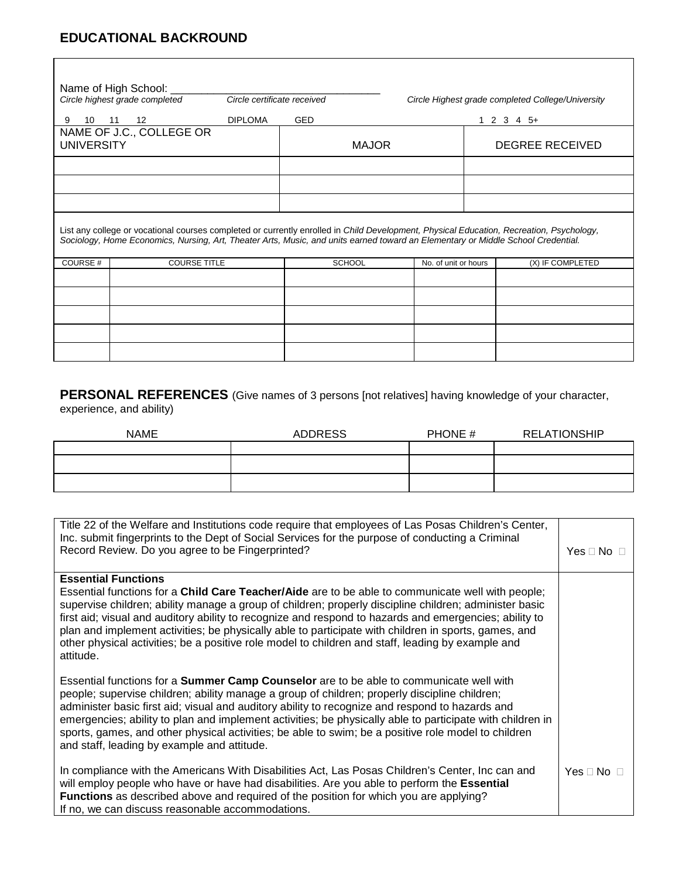## EDUCATIONAL BACKROUND

Name of High School: ___________________________________

| *Circle highest grade completed* | *Circle certificate received* | *Circle Highest grade completed College/University* |
|---|---|---|
| 9 10 11 12 | DIPLOMA GED | 1 2 3 4 5+ |

| NAME OF J.C., COLLEGE OR UNIVERSITY | MAJOR | DEGREE RECEIVED |
|---|---|---|
| | | |
| | | |
| | | |

List any college or vocational courses completed or currently enrolled in *Child Development, Physical Education, Recreation, Psychology, Sociology, Home Economics, Nursing, Art, Theater Arts, Music, and units earned toward an Elementary or Middle School Credential.*

| COURSE # | COURSE TITLE | SCHOOL | No. of unit or hours | (X) IF COMPLETED |
|---|---|---|---|---|
| | | | | |
| | | | | |
| | | | | |
| | | | | |
| | | | | |

## PERSONAL REFERENCES (Give names of 3 persons [not relatives] having knowledge of your character, experience, and ability)

| NAME | ADDRESS | PHONE # | RELATIONSHIP |
|---|---|---|---|
| | | | |
| | | | |
| | | | |

| | |
|---|---|
| Title 22 of the Welfare and Institutions code require that employees of Las Posas Children's Center, Inc. submit fingerprints to the Dept of Social Services for the purpose of conducting a Criminal Record Review. Do you agree to be Fingerprinted? | Yes ☐ No ☐ |
| **Essential Functions**<br>Essential functions for a **Child Care Teacher/Aide** are to be able to communicate well with people; supervise children; ability manage a group of children; properly discipline children; administer basic first aid; visual and auditory ability to recognize and respond to hazards and emergencies; ability to plan and implement activities; be physically able to participate with children in sports, games, and other physical activities; be a positive role model to children and staff, leading by example and attitude.<br><br>Essential functions for a **Summer Camp Counselor** are to be able to communicate well with people; supervise children; ability manage a group of children; properly discipline children; administer basic first aid; visual and auditory ability to recognize and respond to hazards and emergencies; ability to plan and implement activities; be physically able to participate with children in sports, games, and other physical activities; be able to swim; be a positive role model to children and staff, leading by example and attitude.<br><br>In compliance with the Americans With Disabilities Act, Las Posas Children's Center, Inc can and will employ people who have or have had disabilities. Are you able to perform the **Essential Functions** as described above and required of the position for which you are applying?<br>If no, we can discuss reasonable accommodations. | Yes ☐ No ☐ |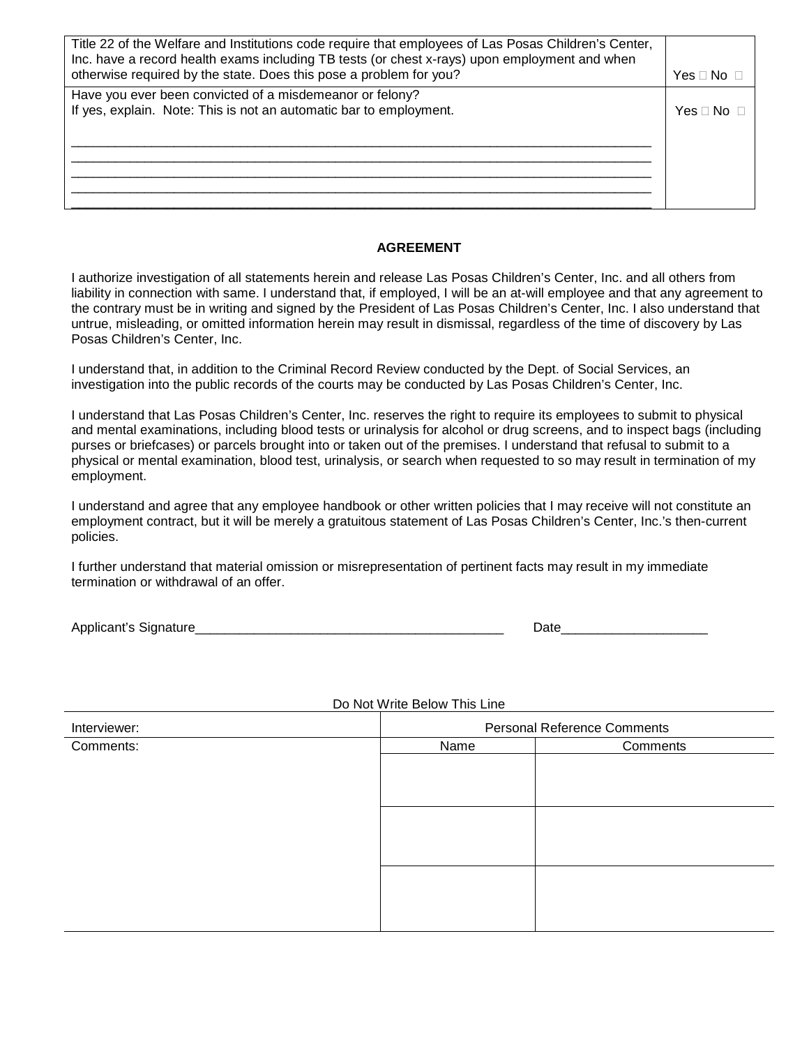| | |
|---|---|
| Title 22 of the Welfare and Institutions code require that employees of Las Posas Children's Center, Inc. have a record health exams including TB tests (or chest x-rays) upon employment and when otherwise required by the state. Does this pose a problem for you? | Yes ☐ No ☐ |
| Have you ever been convicted of a misdemeanor or felony?<br>If yes, explain. Note: This is not an automatic bar to employment.<br>\_\_\_\_\_\_\_\_\_\_\_\_\_\_\_\_\_\_\_\_\_\_\_\_\_\_\_\_\_\_\_\_\_\_\_\_\_\_\_\_<br>\_\_\_\_\_\_\_\_\_\_\_\_\_\_\_\_\_\_\_\_\_\_\_\_\_\_\_\_\_\_\_\_\_\_\_\_\_\_\_\_<br>\_\_\_\_\_\_\_\_\_\_\_\_\_\_\_\_\_\_\_\_\_\_\_\_\_\_\_\_\_\_\_\_\_\_\_\_\_\_\_\_<br>\_\_\_\_\_\_\_\_\_\_\_\_\_\_\_\_\_\_\_\_\_\_\_\_\_\_\_\_\_\_\_\_\_\_\_\_\_\_\_\_<br>\_\_\_\_\_\_\_\_\_\_\_\_\_\_\_\_\_\_\_\_\_\_\_\_\_\_\_\_\_\_\_\_\_\_\_\_\_\_\_\_ | Yes ☐ No ☐ |

**AGREEMENT**

I authorize investigation of all statements herein and release Las Posas Children's Center, Inc. and all others from liability in connection with same. I understand that, if employed, I will be an at-will employee and that any agreement to the contrary must be in writing and signed by the President of Las Posas Children's Center, Inc. I also understand that untrue, misleading, or omitted information herein may result in dismissal, regardless of the time of discovery by Las Posas Children's Center, Inc.

I understand that, in addition to the Criminal Record Review conducted by the Dept. of Social Services, an investigation into the public records of the courts may be conducted by Las Posas Children's Center, Inc.

I understand that Las Posas Children's Center, Inc. reserves the right to require its employees to submit to physical and mental examinations, including blood tests or urinalysis for alcohol or drug screens, and to inspect bags (including purses or briefcases) or parcels brought into or taken out of the premises. I understand that refusal to submit to a physical or mental examination, blood test, urinalysis, or search when requested to so may result in termination of my employment.

I understand and agree that any employee handbook or other written policies that I may receive will not constitute an employment contract, but it will be merely a gratuitous statement of Las Posas Children's Center, Inc.'s then-current policies.

I further understand that material omission or misrepresentation of pertinent facts may result in my immediate termination or withdrawal of an offer.

Applicant's Signature\_\_\_\_\_\_\_\_\_\_\_\_\_\_\_\_\_\_\_\_\_\_\_\_\_\_\_\_\_\_\_\_\_\_\_\_\_\_\_\_\_\_\_ Date\_\_\_\_\_\_\_\_\_\_\_\_\_\_\_\_\_\_\_\_

Do Not Write Below This Line

| Interviewer: | Personal Reference Comments | |
|---|---|---|
| Comments: | Name | Comments |
| | | |
| | | |
| | | |